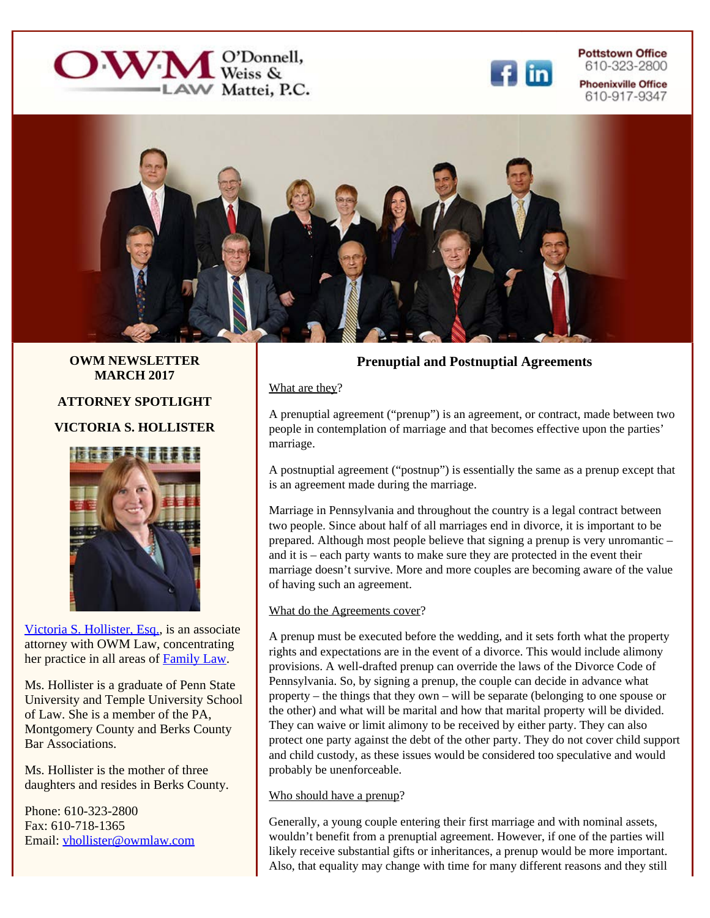O'Donnell, Weiss & Mattei, P.C.

**Pottstown Office** 610-323-2800

**Phoenixville Office** 610-917-9347

**OWM NEWSLETTER**
**MARCH 2017**

**ATTORNEY SPOTLIGHT**

**VICTORIA S. HOLLISTER**

Victoria S. Hollister, Esq., is an associate attorney with OWM Law, concentrating her practice in all areas of Family Law.

Ms. Hollister is a graduate of Penn State University and Temple University School of Law. She is a member of the PA, Montgomery County and Berks County Bar Associations.

Ms. Hollister is the mother of three daughters and resides in Berks County.

Phone: 610-323-2800
Fax: 610-718-1365
Email: vhollister@owmlaw.com

## Prenuptial and Postnuptial Agreements

What are they?

A prenuptial agreement ("prenup") is an agreement, or contract, made between two people in contemplation of marriage and that becomes effective upon the parties' marriage.

A postnuptial agreement ("postnup") is essentially the same as a prenup except that is an agreement made during the marriage.

Marriage in Pennsylvania and throughout the country is a legal contract between two people. Since about half of all marriages end in divorce, it is important to be prepared. Although most people believe that signing a prenup is very unromantic – and it is – each party wants to make sure they are protected in the event their marriage doesn't survive. More and more couples are becoming aware of the value of having such an agreement.

What do the Agreements cover?

A prenup must be executed before the wedding, and it sets forth what the property rights and expectations are in the event of a divorce. This would include alimony provisions. A well-drafted prenup can override the laws of the Divorce Code of Pennsylvania. So, by signing a prenup, the couple can decide in advance what property – the things that they own – will be separate (belonging to one spouse or the other) and what will be marital and how that marital property will be divided. They can waive or limit alimony to be received by either party. They can also protect one party against the debt of the other party. They do not cover child support and child custody, as these issues would be considered too speculative and would probably be unenforceable.

Who should have a prenup?

Generally, a young couple entering their first marriage and with nominal assets, wouldn't benefit from a prenuptial agreement. However, if one of the parties will likely receive substantial gifts or inheritances, a prenup would be more important. Also, that equality may change with time for many different reasons and they still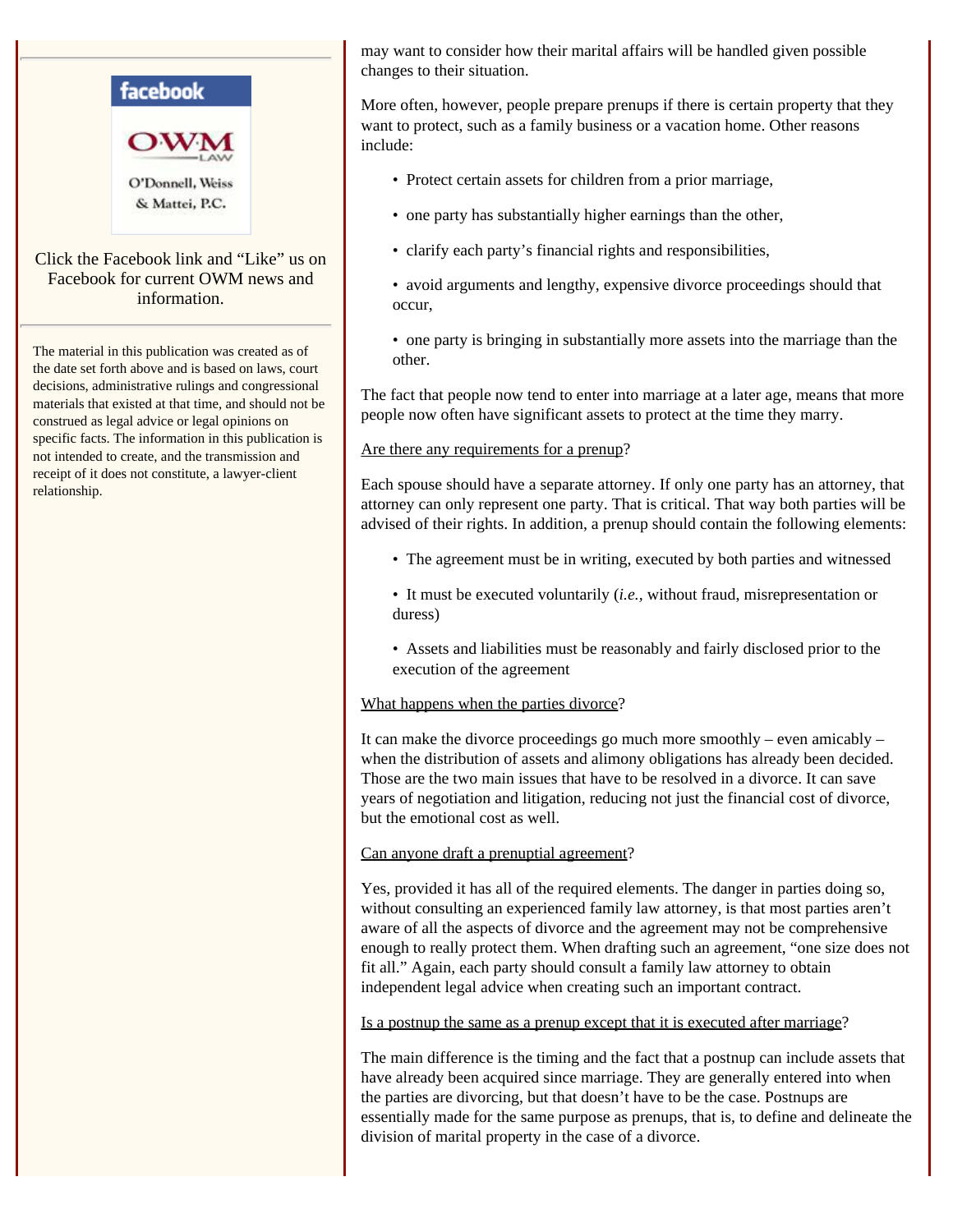Click the Facebook link and "Like" us on Facebook for current OWM news and information.

The material in this publication was created as of the date set forth above and is based on laws, court decisions, administrative rulings and congressional materials that existed at that time, and should not be construed as legal advice or legal opinions on specific facts. The information in this publication is not intended to create, and the transmission and receipt of it does not constitute, a lawyer-client relationship.

may want to consider how their marital affairs will be handled given possible changes to their situation.

More often, however, people prepare prenups if there is certain property that they want to protect, such as a family business or a vacation home. Other reasons include:

- Protect certain assets for children from a prior marriage,
- one party has substantially higher earnings than the other,
- clarify each party's financial rights and responsibilities,
- avoid arguments and lengthy, expensive divorce proceedings should that occur,
- one party is bringing in substantially more assets into the marriage than the other.

The fact that people now tend to enter into marriage at a later age, means that more people now often have significant assets to protect at the time they marry.

Are there any requirements for a prenup?

Each spouse should have a separate attorney. If only one party has an attorney, that attorney can only represent one party. That is critical. That way both parties will be advised of their rights. In addition, a prenup should contain the following elements:

- The agreement must be in writing, executed by both parties and witnessed
- It must be executed voluntarily (*i.e.,* without fraud, misrepresentation or duress)
- Assets and liabilities must be reasonably and fairly disclosed prior to the execution of the agreement

What happens when the parties divorce?

It can make the divorce proceedings go much more smoothly – even amicably – when the distribution of assets and alimony obligations has already been decided. Those are the two main issues that have to be resolved in a divorce. It can save years of negotiation and litigation, reducing not just the financial cost of divorce, but the emotional cost as well.

Can anyone draft a prenuptial agreement?

Yes, provided it has all of the required elements. The danger in parties doing so, without consulting an experienced family law attorney, is that most parties aren't aware of all the aspects of divorce and the agreement may not be comprehensive enough to really protect them. When drafting such an agreement, "one size does not fit all." Again, each party should consult a family law attorney to obtain independent legal advice when creating such an important contract.

Is a postnup the same as a prenup except that it is executed after marriage?

The main difference is the timing and the fact that a postnup can include assets that have already been acquired since marriage. They are generally entered into when the parties are divorcing, but that doesn't have to be the case. Postnups are essentially made for the same purpose as prenups, that is, to define and delineate the division of marital property in the case of a divorce.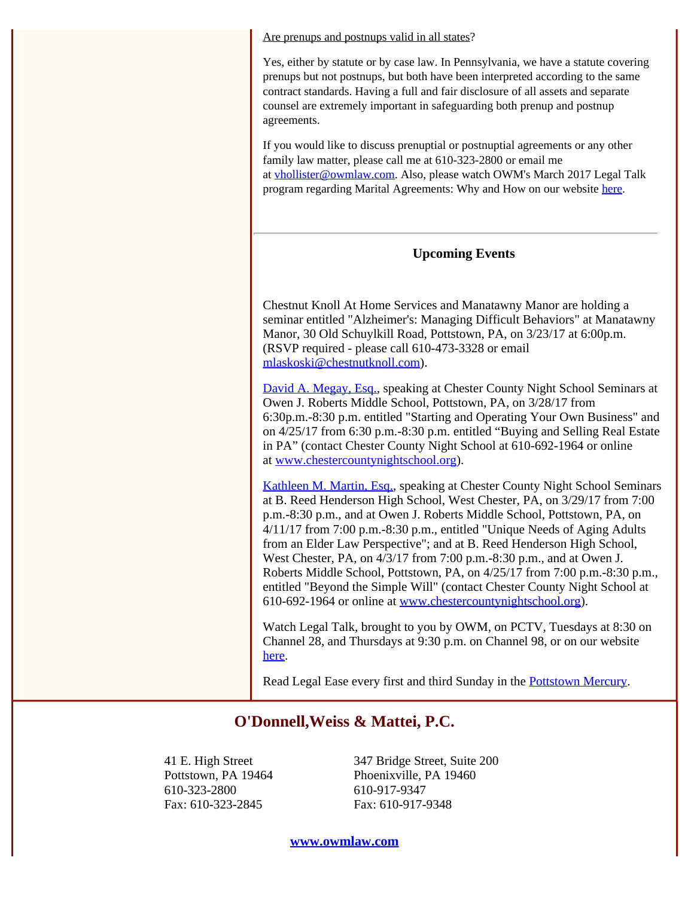Are prenups and postnups valid in all states?

Yes, either by statute or by case law. In Pennsylvania, we have a statute covering prenups but not postnups, but both have been interpreted according to the same contract standards. Having a full and fair disclosure of all assets and separate counsel are extremely important in safeguarding both prenup and postnup agreements.

If you would like to discuss prenuptial or postnuptial agreements or any other family law matter, please call me at 610-323-2800 or email me at vhollister@owmlaw.com. Also, please watch OWM's March 2017 Legal Talk program regarding Marital Agreements: Why and How on our website here.

---

## Upcoming Events

Chestnut Knoll At Home Services and Manatawny Manor are holding a seminar entitled "Alzheimer's: Managing Difficult Behaviors" at Manatawny Manor, 30 Old Schuylkill Road, Pottstown, PA, on 3/23/17 at 6:00p.m. (RSVP required - please call 610-473-3328 or email mlaskoski@chestnutknoll.com).

David A. Megay, Esq., speaking at Chester County Night School Seminars at Owen J. Roberts Middle School, Pottstown, PA, on 3/28/17 from 6:30p.m.-8:30 p.m. entitled "Starting and Operating Your Own Business" and on 4/25/17 from 6:30 p.m.-8:30 p.m. entitled "Buying and Selling Real Estate in PA" (contact Chester County Night School at 610-692-1964 or online at www.chestercountynightschool.org).

Kathleen M. Martin, Esq., speaking at Chester County Night School Seminars at B. Reed Henderson High School, West Chester, PA, on 3/29/17 from 7:00 p.m.-8:30 p.m., and at Owen J. Roberts Middle School, Pottstown, PA, on 4/11/17 from 7:00 p.m.-8:30 p.m., entitled "Unique Needs of Aging Adults from an Elder Law Perspective"; and at B. Reed Henderson High School, West Chester, PA, on 4/3/17 from 7:00 p.m.-8:30 p.m., and at Owen J. Roberts Middle School, Pottstown, PA, on 4/25/17 from 7:00 p.m.-8:30 p.m., entitled "Beyond the Simple Will" (contact Chester County Night School at 610-692-1964 or online at www.chestercountynightschool.org).

Watch Legal Talk, brought to you by OWM, on PCTV, Tuesdays at 8:30 on Channel 28, and Thursdays at 9:30 p.m. on Channel 98, or on our website here.

Read Legal Ease every first and third Sunday in the Pottstown Mercury.

## O'Donnell,Weiss & Mattei, P.C.

41 E. High Street
Pottstown, PA 19464
610-323-2800
Fax: 610-323-2845

347 Bridge Street, Suite 200
Phoenixville, PA 19460
610-917-9347
Fax: 610-917-9348

**www.owmlaw.com**